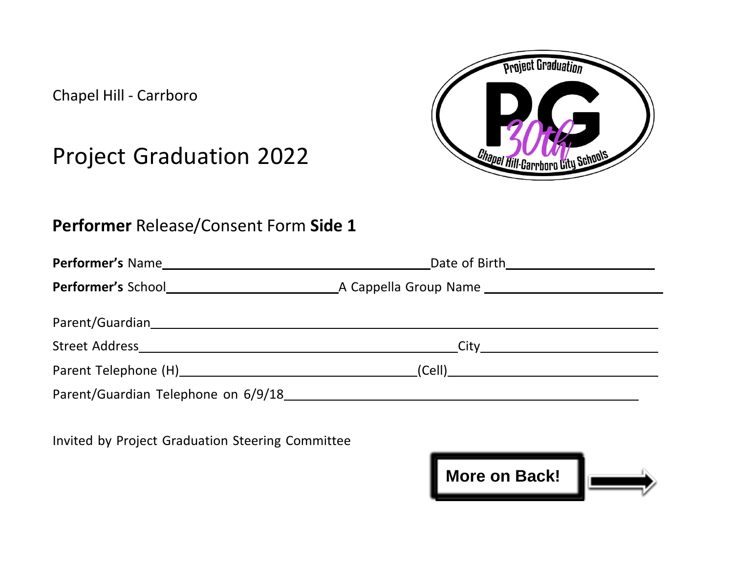Chapel Hill - Carrboro

# Project Graduation 2022

Project Graduation PG 30th Chapel Hill-Carrboro City Schools

## **Performer** Release/Consent Form **Side 1**

**Performer's** Name\_\_\_\_\_\_\_\_\_\_\_\_\_\_\_\_\_\_\_\_\_\_\_\_\_\_\_\_\_\_\_\_\_\_\_\_\_\_\_\_Date of Birth\_\_\_\_\_\_\_\_\_\_\_\_\_\_\_\_\_\_\_\_\_\_

**Performer's** School\_\_\_\_\_\_\_\_\_\_\_\_\_\_\_\_\_\_\_\_\_\_\_\_\_\_A Cappella Group Name \_\_\_\_\_\_\_\_\_\_\_\_\_\_\_\_\_\_\_\_\_\_\_\_\_\_

Parent/Guardian\_\_\_\_\_\_\_\_\_\_\_\_\_\_\_\_\_\_\_\_\_\_\_\_\_\_\_\_\_\_\_\_\_\_\_\_\_\_\_\_\_\_\_\_\_\_\_\_\_\_\_\_\_\_\_\_\_\_\_\_\_\_\_\_\_\_\_\_\_\_\_\_

Street Address\_\_\_\_\_\_\_\_\_\_\_\_\_\_\_\_\_\_\_\_\_\_\_\_\_\_\_\_\_\_\_\_\_\_\_\_\_\_\_\_\_\_\_\_\_\_City\_\_\_\_\_\_\_\_\_\_\_\_\_\_\_\_\_\_\_\_\_\_\_\_\_\_

Parent Telephone (H)\_\_\_\_\_\_\_\_\_\_\_\_\_\_\_\_\_\_\_\_\_\_\_\_\_\_\_\_\_\_\_\_\_\_\_\_(Cell)\_\_\_\_\_\_\_\_\_\_\_\_\_\_\_\_\_\_\_\_\_\_\_\_\_\_\_\_\_\_\_\_

Parent/Guardian Telephone on 6/9/18\_\_\_\_\_\_\_\_\_\_\_\_\_\_\_\_\_\_\_\_\_\_\_\_\_\_\_\_\_\_\_\_\_\_\_\_\_\_\_\_\_\_\_\_\_\_\_\_\_\_\_\_\_

Invited by Project Graduation Steering Committee

**More on Back!**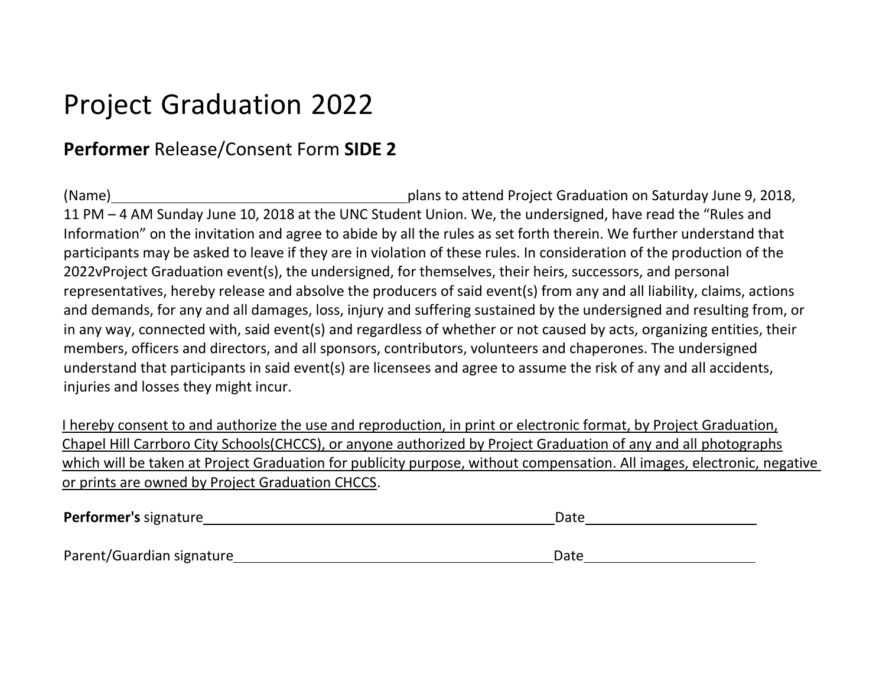# Project Graduation 2022

## **Performer** Release/Consent Form **SIDE 2**

(Name)\_\_\_\_\_\_\_\_\_\_\_\_\_\_\_\_\_\_\_\_\_\_\_\_\_\_\_\_\_\_\_\_\_\_\_\_\_\_plans to attend Project Graduation on Saturday June 9, 2018, 11 PM – 4 AM Sunday June 10, 2018 at the UNC Student Union. We, the undersigned, have read the "Rules and Information" on the invitation and agree to abide by all the rules as set forth therein. We further understand that participants may be asked to leave if they are in violation of these rules. In consideration of the production of the 2022vProject Graduation event(s), the undersigned, for themselves, their heirs, successors, and personal representatives, hereby release and absolve the producers of said event(s) from any and all liability, claims, actions and demands, for any and all damages, loss, injury and suffering sustained by the undersigned and resulting from, or in any way, connected with, said event(s) and regardless of whether or not caused by acts, organizing entities, their members, officers and directors, and all sponsors, contributors, volunteers and chaperones. The undersigned understand that participants in said event(s) are licensees and agree to assume the risk of any and all accidents, injuries and losses they might incur.

<u>I hereby consent to and authorize the use and reproduction, in print or electronic format, by Project Graduation, Chapel Hill Carrboro City Schools(CHCCS), or anyone authorized by Project Graduation of any and all photographs which will be taken at Project Graduation for publicity purpose, without compensation. All images, electronic, negative or prints are owned by Project Graduation CHCCS</u>.

**Performer's** signature\_\_\_\_\_\_\_\_\_\_\_\_\_\_\_\_\_\_\_\_\_\_\_\_\_\_\_\_\_\_\_\_\_\_\_\_\_\_\_\_\_\_\_\_\_\_Date\_\_\_\_\_\_\_\_\_\_\_\_\_\_\_\_\_\_\_\_\_\_

Parent/Guardian signature\_\_\_\_\_\_\_\_\_\_\_\_\_\_\_\_\_\_\_\_\_\_\_\_\_\_\_\_\_\_\_\_\_\_\_\_\_\_\_\_\_\_Date\_\_\_\_\_\_\_\_\_\_\_\_\_\_\_\_\_\_\_\_\_\_